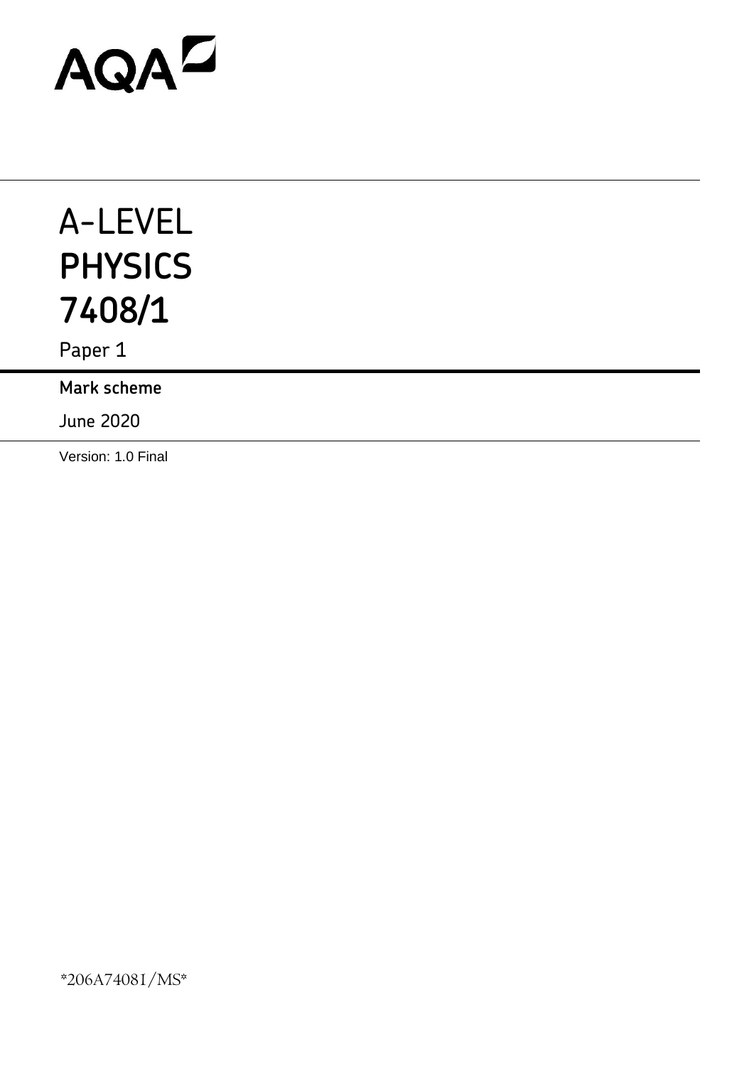AQA

# A-LEVEL
# PHYSICS
# 7408/1

Paper 1

**Mark scheme**

June 2020

Version: 1.0 Final

*206A74081/MS*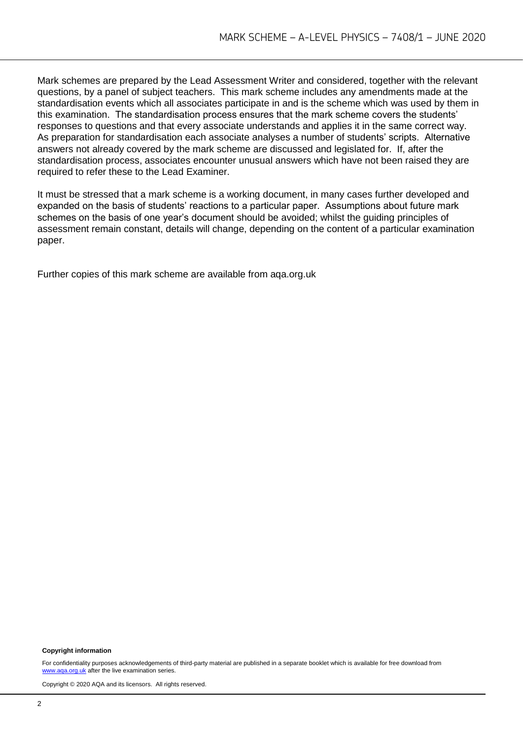Mark schemes are prepared by the Lead Assessment Writer and considered, together with the relevant questions, by a panel of subject teachers. This mark scheme includes any amendments made at the standardisation events which all associates participate in and is the scheme which was used by them in this examination. The standardisation process ensures that the mark scheme covers the students' responses to questions and that every associate understands and applies it in the same correct way. As preparation for standardisation each associate analyses a number of students' scripts. Alternative answers not already covered by the mark scheme are discussed and legislated for. If, after the standardisation process, associates encounter unusual answers which have not been raised they are required to refer these to the Lead Examiner.

It must be stressed that a mark scheme is a working document, in many cases further developed and expanded on the basis of students' reactions to a particular paper. Assumptions about future mark schemes on the basis of one year's document should be avoided; whilst the guiding principles of assessment remain constant, details will change, depending on the content of a particular examination paper.

Further copies of this mark scheme are available from aqa.org.uk

**Copyright information**

For confidentiality purposes acknowledgements of third-party material are published in a separate booklet which is available for free download from www.aqa.org.uk after the live examination series.

Copyright © 2020 AQA and its licensors. All rights reserved.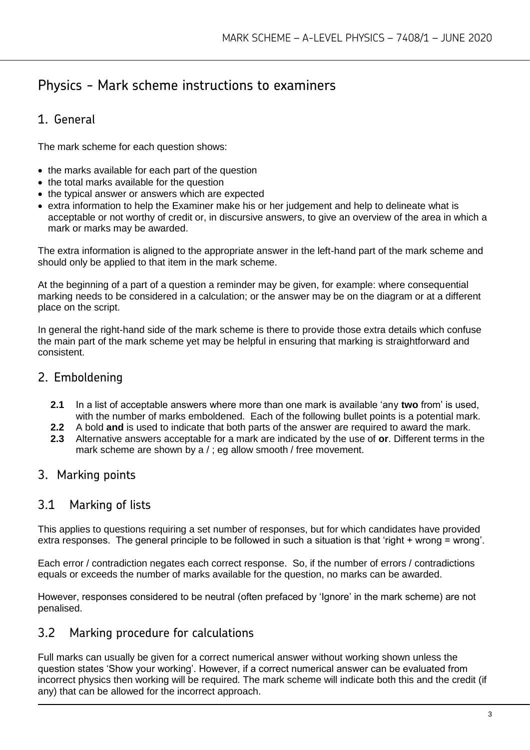# Physics - Mark scheme instructions to examiners

## 1. General

The mark scheme for each question shows:

- the marks available for each part of the question
- the total marks available for the question
- the typical answer or answers which are expected
- extra information to help the Examiner make his or her judgement and help to delineate what is acceptable or not worthy of credit or, in discursive answers, to give an overview of the area in which a mark or marks may be awarded.

The extra information is aligned to the appropriate answer in the left-hand part of the mark scheme and should only be applied to that item in the mark scheme.

At the beginning of a part of a question a reminder may be given, for example: where consequential marking needs to be considered in a calculation; or the answer may be on the diagram or at a different place on the script.

In general the right-hand side of the mark scheme is there to provide those extra details which confuse the main part of the mark scheme yet may be helpful in ensuring that marking is straightforward and consistent.

## 2. Emboldening

**2.1** In a list of acceptable answers where more than one mark is available 'any **two** from' is used, with the number of marks emboldened. Each of the following bullet points is a potential mark.

**2.2** A bold **and** is used to indicate that both parts of the answer are required to award the mark.

**2.3** Alternative answers acceptable for a mark are indicated by the use of **or**. Different terms in the mark scheme are shown by a / ; eg allow smooth / free movement.

## 3. Marking points

### 3.1 Marking of lists

This applies to questions requiring a set number of responses, but for which candidates have provided extra responses. The general principle to be followed in such a situation is that 'right + wrong = wrong'.

Each error / contradiction negates each correct response. So, if the number of errors / contradictions equals or exceeds the number of marks available for the question, no marks can be awarded.

However, responses considered to be neutral (often prefaced by 'Ignore' in the mark scheme) are not penalised.

### 3.2 Marking procedure for calculations

Full marks can usually be given for a correct numerical answer without working shown unless the question states 'Show your working'. However, if a correct numerical answer can be evaluated from incorrect physics then working will be required. The mark scheme will indicate both this and the credit (if any) that can be allowed for the incorrect approach.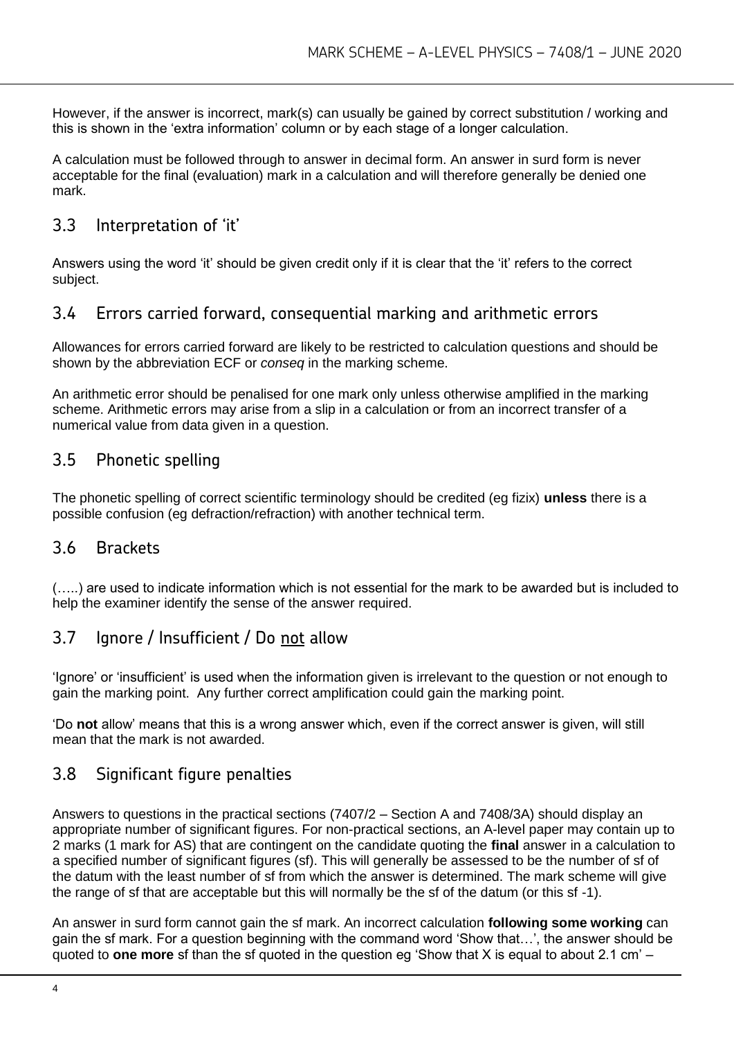However, if the answer is incorrect, mark(s) can usually be gained by correct substitution / working and this is shown in the 'extra information' column or by each stage of a longer calculation.

A calculation must be followed through to answer in decimal form. An answer in surd form is never acceptable for the final (evaluation) mark in a calculation and will therefore generally be denied one mark.

## 3.3 Interpretation of 'it'

Answers using the word 'it' should be given credit only if it is clear that the 'it' refers to the correct subject.

## 3.4 Errors carried forward, consequential marking and arithmetic errors

Allowances for errors carried forward are likely to be restricted to calculation questions and should be shown by the abbreviation ECF or *conseq* in the marking scheme.

An arithmetic error should be penalised for one mark only unless otherwise amplified in the marking scheme. Arithmetic errors may arise from a slip in a calculation or from an incorrect transfer of a numerical value from data given in a question.

## 3.5 Phonetic spelling

The phonetic spelling of correct scientific terminology should be credited (eg fizix) **unless** there is a possible confusion (eg defraction/refraction) with another technical term.

## 3.6 Brackets

(…..) are used to indicate information which is not essential for the mark to be awarded but is included to help the examiner identify the sense of the answer required.

## 3.7 Ignore / Insufficient / Do not allow

'Ignore' or 'insufficient' is used when the information given is irrelevant to the question or not enough to gain the marking point. Any further correct amplification could gain the marking point.

'Do **not** allow' means that this is a wrong answer which, even if the correct answer is given, will still mean that the mark is not awarded.

## 3.8 Significant figure penalties

Answers to questions in the practical sections (7407/2 – Section A and 7408/3A) should display an appropriate number of significant figures. For non-practical sections, an A-level paper may contain up to 2 marks (1 mark for AS) that are contingent on the candidate quoting the **final** answer in a calculation to a specified number of significant figures (sf). This will generally be assessed to be the number of sf of the datum with the least number of sf from which the answer is determined. The mark scheme will give the range of sf that are acceptable but this will normally be the sf of the datum (or this sf -1).

An answer in surd form cannot gain the sf mark. An incorrect calculation **following some working** can gain the sf mark. For a question beginning with the command word 'Show that…', the answer should be quoted to **one more** sf than the sf quoted in the question eg 'Show that X is equal to about 2.1 cm' –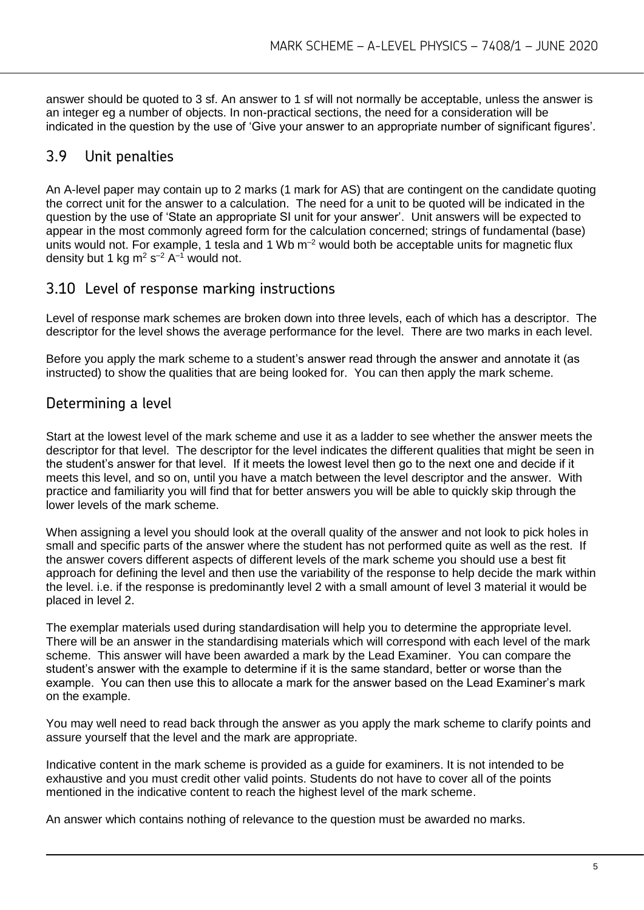answer should be quoted to 3 sf. An answer to 1 sf will not normally be acceptable, unless the answer is an integer eg a number of objects. In non-practical sections, the need for a consideration will be indicated in the question by the use of 'Give your answer to an appropriate number of significant figures'.

## 3.9 Unit penalties

An A-level paper may contain up to 2 marks (1 mark for AS) that are contingent on the candidate quoting the correct unit for the answer to a calculation. The need for a unit to be quoted will be indicated in the question by the use of 'State an appropriate SI unit for your answer'. Unit answers will be expected to appear in the most commonly agreed form for the calculation concerned; strings of fundamental (base) units would not. For example, 1 tesla and 1 Wb $m^{-2}$ would both be acceptable units for magnetic flux density but 1 kg $m^2$ $s^{-2}$ $A^{-1}$ would not.

## 3.10 Level of response marking instructions

Level of response mark schemes are broken down into three levels, each of which has a descriptor. The descriptor for the level shows the average performance for the level. There are two marks in each level.

Before you apply the mark scheme to a student's answer read through the answer and annotate it (as instructed) to show the qualities that are being looked for. You can then apply the mark scheme.

## Determining a level

Start at the lowest level of the mark scheme and use it as a ladder to see whether the answer meets the descriptor for that level. The descriptor for the level indicates the different qualities that might be seen in the student's answer for that level. If it meets the lowest level then go to the next one and decide if it meets this level, and so on, until you have a match between the level descriptor and the answer. With practice and familiarity you will find that for better answers you will be able to quickly skip through the lower levels of the mark scheme.

When assigning a level you should look at the overall quality of the answer and not look to pick holes in small and specific parts of the answer where the student has not performed quite as well as the rest. If the answer covers different aspects of different levels of the mark scheme you should use a best fit approach for defining the level and then use the variability of the response to help decide the mark within the level. i.e. if the response is predominantly level 2 with a small amount of level 3 material it would be placed in level 2.

The exemplar materials used during standardisation will help you to determine the appropriate level. There will be an answer in the standardising materials which will correspond with each level of the mark scheme. This answer will have been awarded a mark by the Lead Examiner. You can compare the student's answer with the example to determine if it is the same standard, better or worse than the example. You can then use this to allocate a mark for the answer based on the Lead Examiner's mark on the example.

You may well need to read back through the answer as you apply the mark scheme to clarify points and assure yourself that the level and the mark are appropriate.

Indicative content in the mark scheme is provided as a guide for examiners. It is not intended to be exhaustive and you must credit other valid points. Students do not have to cover all of the points mentioned in the indicative content to reach the highest level of the mark scheme.

An answer which contains nothing of relevance to the question must be awarded no marks.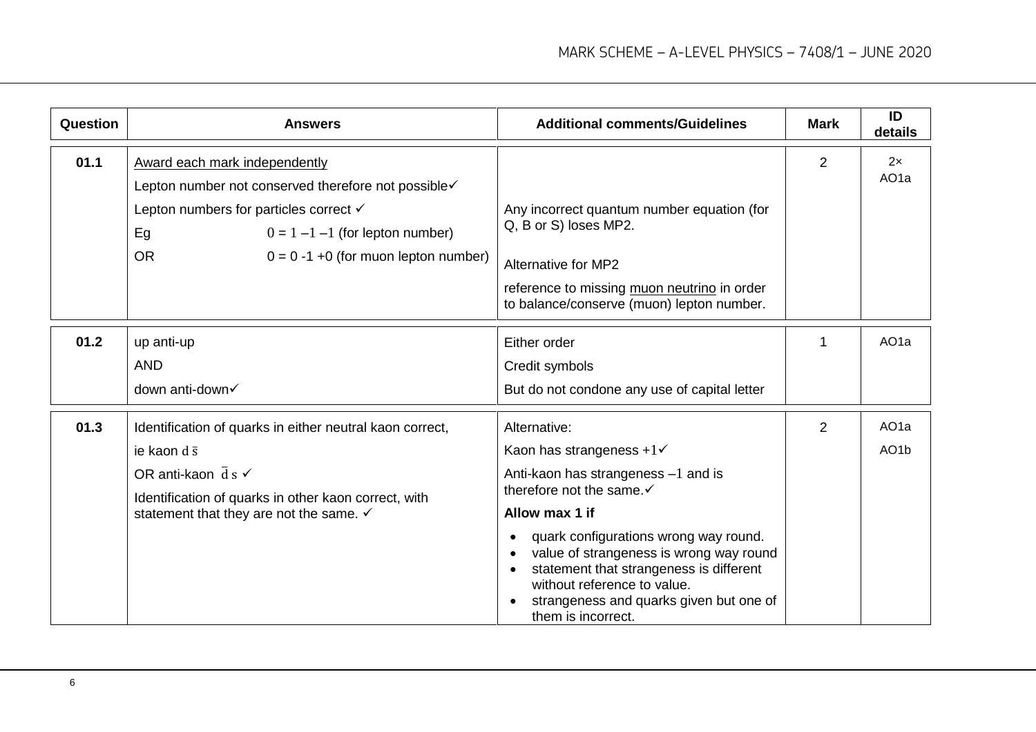| Question | Answers | Additional comments/Guidelines | Mark | ID details |
|---|---|---|---|---|
| 01.1 | Award each mark independently<br>Lepton number not conserved therefore not possible✓<br>Lepton numbers for particles correct ✓<br>Eg $0 = 1 - 1 - 1$ (for lepton number)<br>OR $0 = 0 - 1 + 0$ (for muon lepton number) | Any incorrect quantum number equation (for Q, B or S) loses MP2.<br><br>Alternative for MP2<br>reference to missing muon neutrino in order to balance/conserve (muon) lepton number. | 2 | 2× AO1a |
| 01.2 | up anti-up<br>AND<br>down anti-down✓ | Either order<br>Credit symbols<br>But do not condone any use of capital letter | 1 | AO1a |
| 01.3 | Identification of quarks in either neutral kaon correct,<br>ie kaon $d\bar{s}$<br>OR anti-kaon $\bar{d}s$ ✓<br>Identification of quarks in other kaon correct, with statement that they are not the same. ✓ | Alternative:<br>Kaon has strangeness $+1$✓<br>Anti-kaon has strangeness $-1$ and is therefore not the same.✓<br>**Allow max 1 if**<br>• quark configurations wrong way round.<br>• value of strangeness is wrong way round<br>• statement that strangeness is different without reference to value.<br>• strangeness and quarks given but one of them is incorrect. | 2 | AO1a<br>AO1b |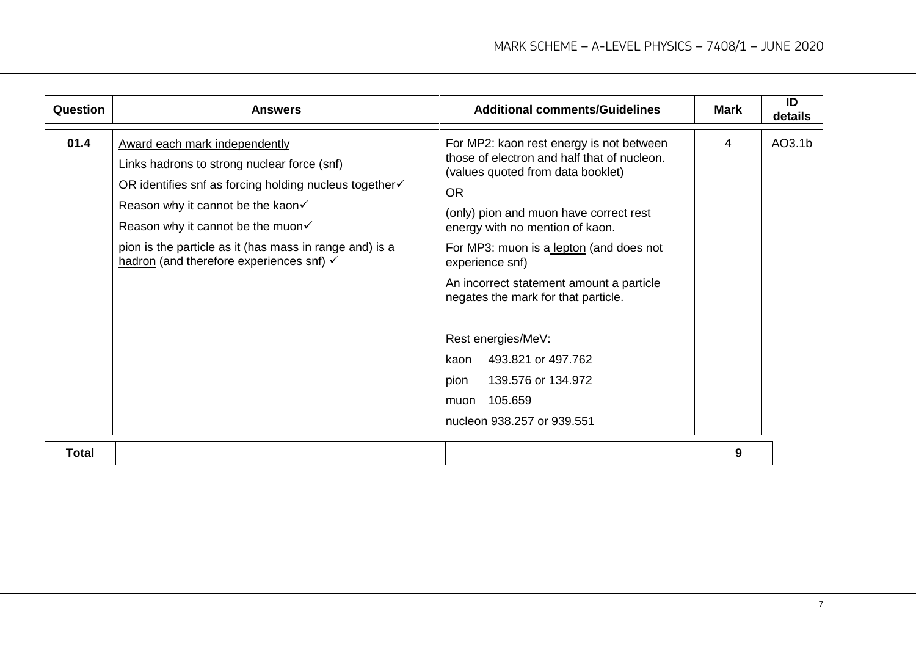| Question | Answers | Additional comments/Guidelines | Mark | ID details |
|---|---|---|---|---|
| 01.4 | Award each mark independently<br>Links hadrons to strong nuclear force (snf)<br>OR identifies snf as forcing holding nucleus together✓<br>Reason why it cannot be the kaon✓<br>Reason why it cannot be the muon✓<br>pion is the particle as it (has mass in range and) is a hadron (and therefore experiences snf) ✓ | For MP2: kaon rest energy is not between those of electron and half that of nucleon. (values quoted from data booklet)<br>OR<br>(only) pion and muon have correct rest energy with no mention of kaon.<br>For MP3: muon is a lepton (and does not experience snf)<br>An incorrect statement amount a particle negates the mark for that particle.<br><br>Rest energies/MeV:<br>kaon 493.821 or 497.762<br>pion 139.576 or 134.972<br>muon 105.659<br>nucleon 938.257 or 939.551 | 4 | AO3.1b |
| **Total** | | | **9** | |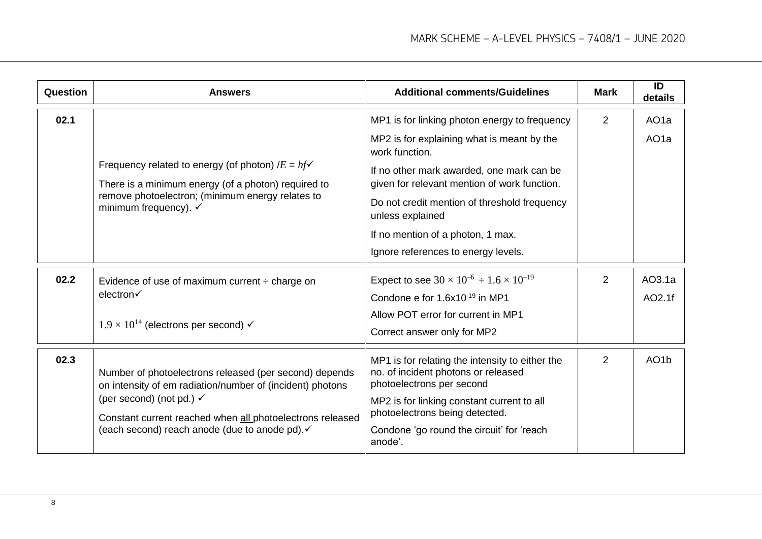| Question | Answers | Additional comments/Guidelines | Mark | ID details |
| --- | --- | --- | --- | --- |
| 02.1 | Frequency related to energy (of photon) /$E = hf$✓<br><br>There is a minimum energy (of a photon) required to remove photoelectron; (minimum energy relates to minimum frequency). ✓ | MP1 is for linking photon energy to frequency<br><br>MP2 is for explaining what is meant by the work function.<br><br>If no other mark awarded, one mark can be given for relevant mention of work function.<br><br>Do not credit mention of threshold frequency unless explained<br><br>If no mention of a photon, 1 max.<br><br>Ignore references to energy levels. | 2 | AO1a<br><br>AO1a |
| 02.2 | Evidence of use of maximum current ÷ charge on electron✓<br><br>$1.9 \times 10^{14}$ (electrons per second) ✓ | Expect to see $30 \times 10^{-6} \div 1.6 \times 10^{-19}$<br><br>Condone e for $1.6 \times 10^{-19}$ in MP1<br><br>Allow POT error for current in MP1<br><br>Correct answer only for MP2 | 2 | AO3.1a<br><br>AO2.1f |
| 02.3 | Number of photoelectrons released (per second) depends on intensity of em radiation/number of (incident) photons (per second) (not pd.) ✓<br><br>Constant current reached when all photoelectrons released (each second) reach anode (due to anode pd).✓ | MP1 is for relating the intensity to either the no. of incident photons or released photoelectrons per second<br><br>MP2 is for linking constant current to all photoelectrons being detected.<br><br>Condone 'go round the circuit' for 'reach anode'. | 2 | AO1b |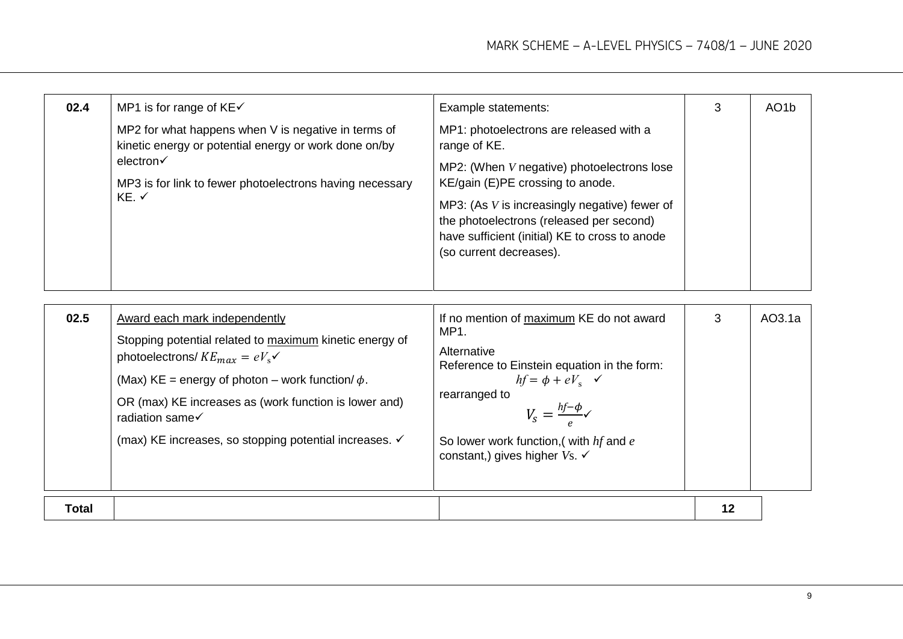| 02.4 | MP1 is for range of KE✓<br><br>MP2 for what happens when V is negative in terms of kinetic energy or potential energy or work done on/by electron✓<br><br>MP3 is for link to fewer photoelectrons having necessary KE. ✓ | Example statements:<br><br>MP1: photoelectrons are released with a range of KE.<br><br>MP2: (When $V$ negative) photoelectrons lose KE/gain (E)PE crossing to anode.<br><br>MP3: (As $V$ is increasingly negative) fewer of the photoelectrons (released per second) have sufficient (initial) KE to cross to anode (so current decreases). | 3 | AO1b |
|---|---|---|---|---|
| 02.5 | Award each mark independently<br><br>Stopping potential related to maximum kinetic energy of photoelectrons/ $KE_{max} = eV_s$✓<br><br>(Max) KE = energy of photon – work function/ $\phi$.<br><br>OR (max) KE increases as (work function is lower and) radiation same✓<br><br>(max) KE increases, so stopping potential increases. ✓ | If no mention of maximum KE do not award MP1.<br><br>Alternative<br>Reference to Einstein equation in the form:<br>$hf = \phi + eV_s$ ✓<br>rearranged to<br>$V_s = \frac{hf - \phi}{e}$✓<br><br>So lower work function,( with $hf$ and $e$ constant,) gives higher $V$s. ✓ | 3 | AO3.1a |
| **Total** | | | **12** | |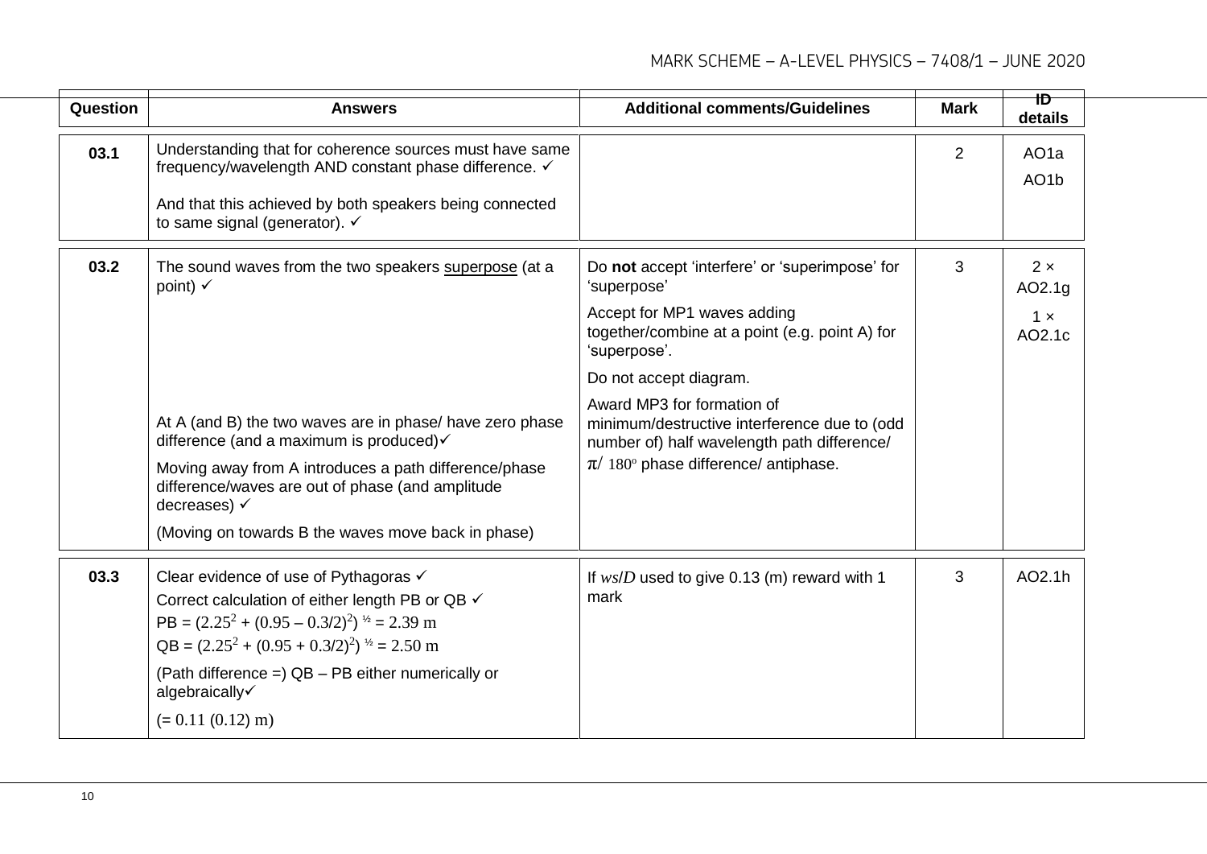| Question | Answers | Additional comments/Guidelines | Mark | ID details |
|---|---|---|---|---|
| 03.1 | Understanding that for coherence sources must have same frequency/wavelength AND constant phase difference. ✓<br><br>And that this achieved by both speakers being connected to same signal (generator). ✓ | | 2 | AO1a<br>AO1b |
| 03.2 | The sound waves from the two speakers superpose (at a point) ✓<br><br>At A (and B) the two waves are in phase/ have zero phase difference (and a maximum is produced)✓<br><br>Moving away from A introduces a path difference/phase difference/waves are out of phase (and amplitude decreases) ✓<br><br>(Moving on towards B the waves move back in phase) | Do **not** accept 'interfere' or 'superimpose' for 'superpose'<br><br>Accept for MP1 waves adding together/combine at a point (e.g. point A) for 'superpose'.<br><br>Do not accept diagram.<br><br>Award MP3 for formation of minimum/destructive interference due to (odd number of) half wavelength path difference/ $\pi$/ $180^{o}$ phase difference/ antiphase. | 3 | 2 × AO2.1g<br>1 × AO2.1c |
| 03.3 | Clear evidence of use of Pythagoras ✓<br>Correct calculation of either length PB or QB ✓<br>PB = $(2.25^2 + (0.95 - 0.3/2)^2)^{½} = 2.39$ m<br>QB = $(2.25^2 + (0.95 + 0.3/2)^2)^{½} = 2.50$ m<br><br>(Path difference =) QB – PB either numerically or algebraically✓<br><br>(= 0.11 (0.12) m) | If $ws/D$ used to give 0.13 (m) reward with 1 mark | 3 | AO2.1h |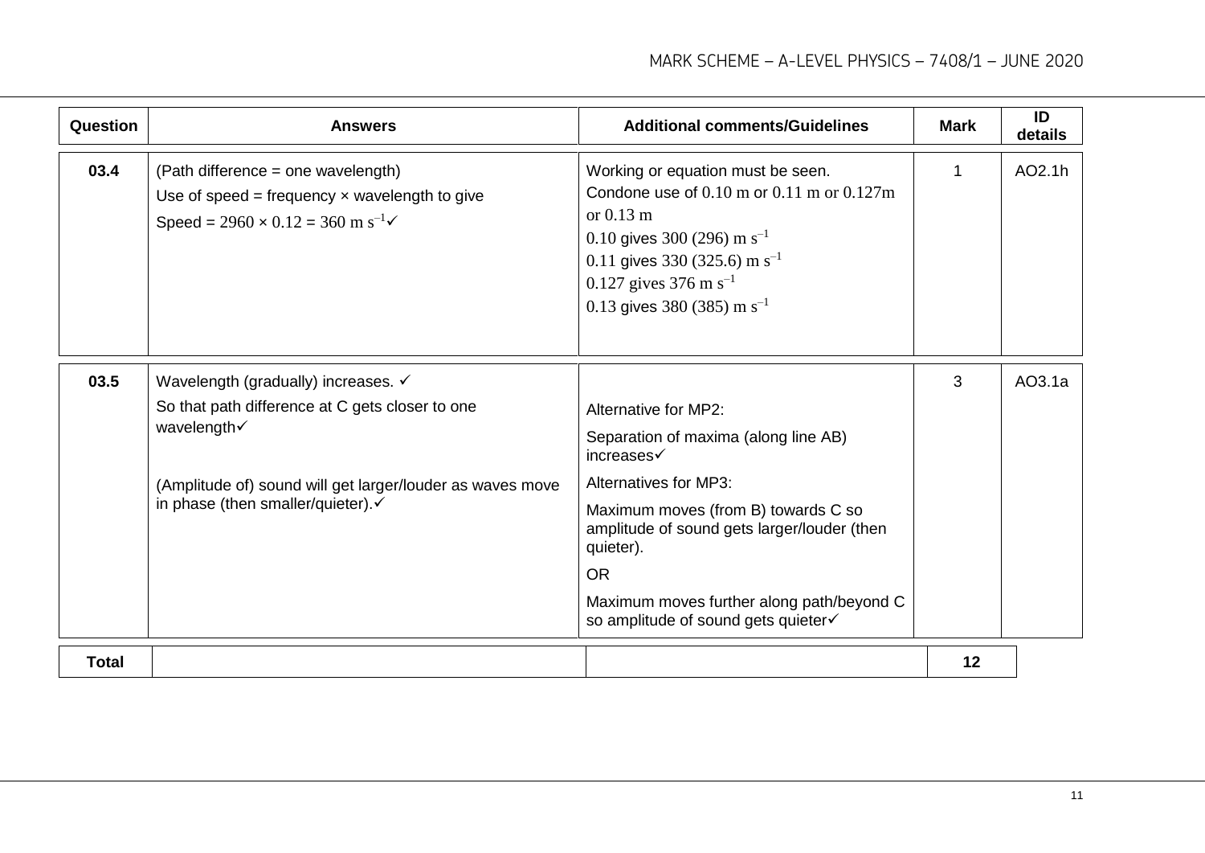| Question | Answers | Additional comments/Guidelines | Mark | ID details |
|---|---|---|---|---|
| 03.4 | (Path difference = one wavelength)<br>Use of speed = frequency × wavelength to give<br>Speed = 2960 × 0.12 = 360 m $s^{-1}$✓ | Working or equation must be seen.<br>Condone use of 0.10 m or 0.11 m or 0.127m or 0.13 m<br>0.10 gives 300 (296) m $s^{-1}$<br>0.11 gives 330 (325.6) m $s^{-1}$<br>0.127 gives 376 m $s^{-1}$<br>0.13 gives 380 (385) m $s^{-1}$ | 1 | AO2.1h |
| 03.5 | Wavelength (gradually) increases. ✓<br>So that path difference at C gets closer to one wavelength✓<br><br>(Amplitude of) sound will get larger/louder as waves move in phase (then smaller/quieter).✓ | Alternative for MP2:<br>Separation of maxima (along line AB) increases✓<br>Alternatives for MP3:<br>Maximum moves (from B) towards C so amplitude of sound gets larger/louder (then quieter).<br>OR<br>Maximum moves further along path/beyond C so amplitude of sound gets quieter✓ | 3 | AO3.1a |
| **Total** | | | **12** | |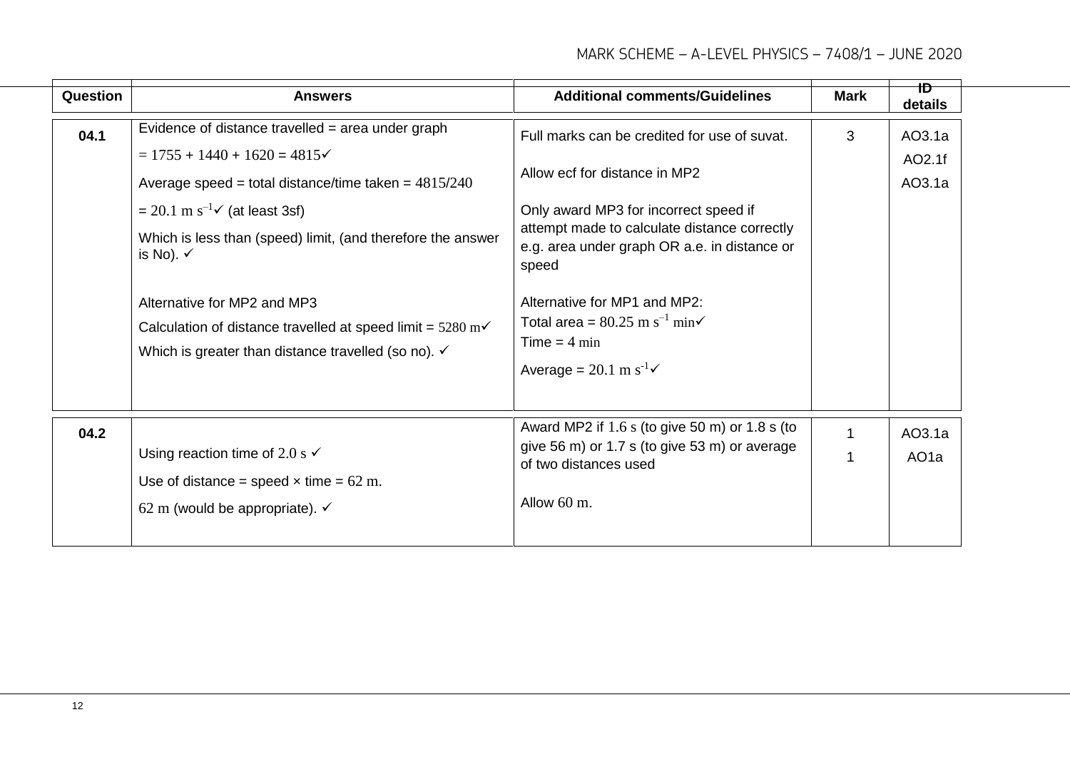| Question | Answers | Additional comments/Guidelines | Mark | ID details |
|---|---|---|---|---|
| 04.1 | Evidence of distance travelled = area under graph<br>$= 1755 + 1440 + 1620 = 4815$ ✓<br>Average speed = total distance/time taken = $4815/240$<br>$= 20.1\ \text{m s}^{-1}$ ✓ (at least 3sf)<br>Which is less than (speed) limit, (and therefore the answer is No). ✓<br><br>Alternative for MP2 and MP3<br>Calculation of distance travelled at speed limit = $5280\ \text{m}$ ✓<br>Which is greater than distance travelled (so no). ✓ | Full marks can be credited for use of suvat.<br><br>Allow ecf for distance in MP2<br><br>Only award MP3 for incorrect speed if attempt made to calculate distance correctly e.g. area under graph OR a.e. in distance or speed<br><br>Alternative for MP1 and MP2:<br>Total area = $80.25\ \text{m s}^{-1}\ \text{min}$ ✓<br>Time = $4\ \text{min}$<br>Average = $20.1\ \text{m s}^{-1}$ ✓ | 3 | AO3.1a<br>AO2.1f<br>AO3.1a |
| 04.2 | Using reaction time of $2.0\ \text{s}$ ✓<br>Use of distance = speed × time = $62\ \text{m}$.<br>$62\ \text{m}$ (would be appropriate). ✓ | Award MP2 if $1.6\ \text{s}$ (to give 50 m) or 1.8 s (to give 56 m) or 1.7 s (to give 53 m) or average of two distances used<br><br>Allow $60\ \text{m}$. | 1<br>1 | AO3.1a<br>AO1a |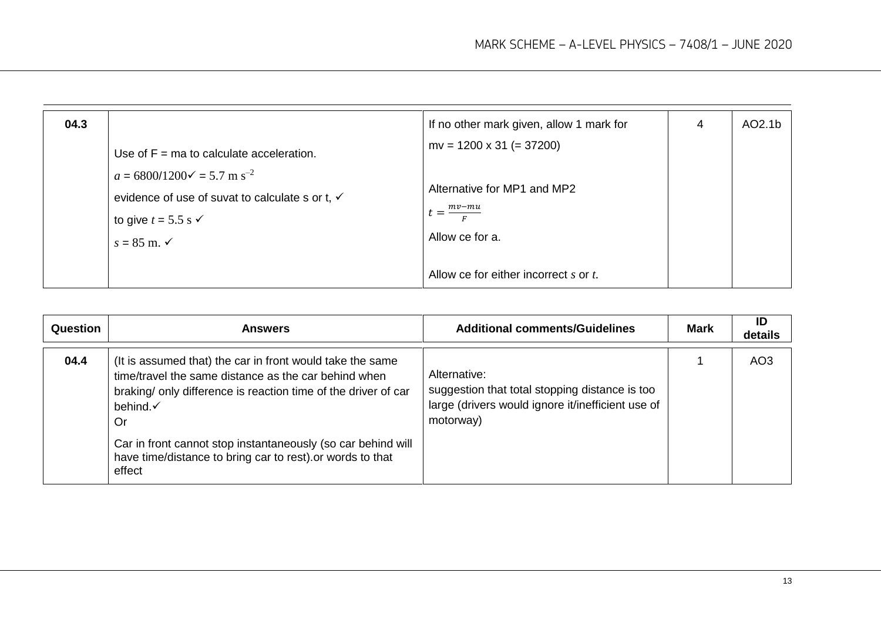| | | | | |
|---|---|---|---|---|
| 04.3 | Use of F = ma to calculate acceleration.<br>$a = 6800/1200$ ✓ $= 5.7 \text{ m s}^{-2}$<br>evidence of use of suvat to calculate s or t, ✓<br>to give $t = 5.5$ s ✓<br>$s = 85$ m. ✓ | If no other mark given, allow 1 mark for<br>mv = 1200 x 31 (= 37200)<br><br>Alternative for MP1 and MP2<br>$t = \frac{mv - mu}{F}$<br>Allow ce for a.<br><br>Allow ce for either incorrect $s$ or $t$. | 4 | AO2.1b |

| Question | Answers | Additional comments/Guidelines | Mark | ID details |
|---|---|---|---|---|
| 04.4 | (It is assumed that) the car in front would take the same time/travel the same distance as the car behind when braking/ only difference is reaction time of the driver of car behind.✓<br>Or<br>Car in front cannot stop instantaneously (so car behind will have time/distance to bring car to rest).or words to that effect | Alternative:<br>suggestion that total stopping distance is too large (drivers would ignore it/inefficient use of motorway) | 1 | AO3 |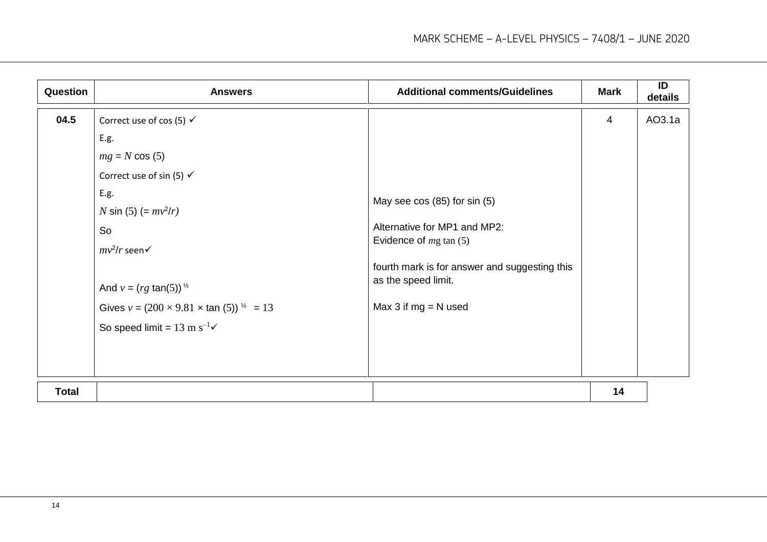| Question | Answers | Additional comments/Guidelines | Mark | ID details |
|---|---|---|---|---|
| 04.5 | Correct use of cos (5) ✓<br>E.g.<br>$mg = N \cos(5)$<br>Correct use of sin (5) ✓<br>E.g.<br>$N \sin(5)$ ($= mv^2/r$)<br>So<br>$mv^2/r$ seen ✓<br><br>And $v = (rg \tan(5))^{½}$<br>Gives $v = (200 \times 9.81 \times \tan(5))^{½} = 13$<br>So speed limit = 13 m $s^{-1}$ ✓ | May see cos (85) for sin (5)<br><br>Alternative for MP1 and MP2:<br>Evidence of $mg \tan(5)$<br><br>fourth mark is for answer and suggesting this as the speed limit.<br><br>Max 3 if mg = N used | 4 | AO3.1a |

| Total | | | 14 |
|---|---|---|---|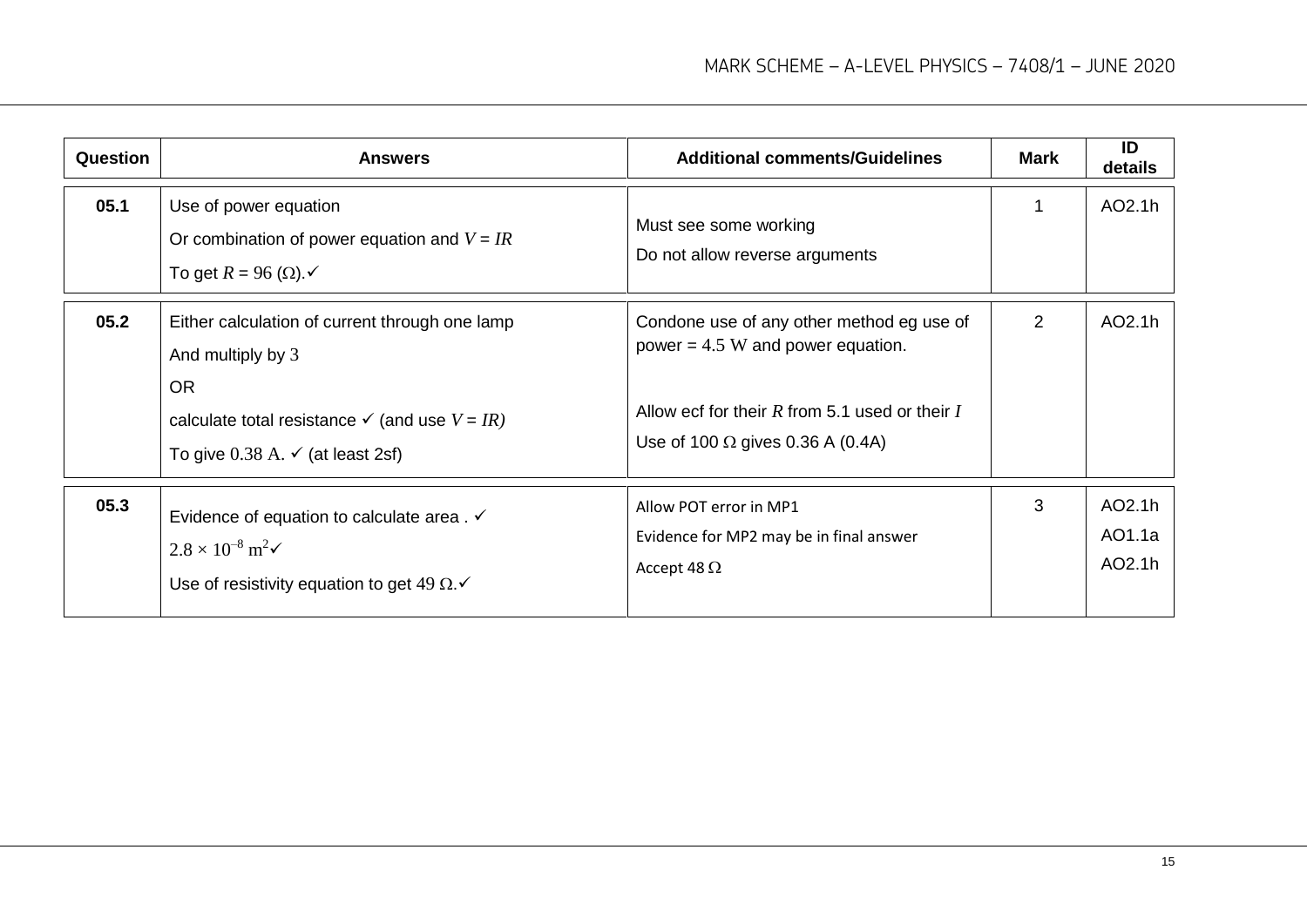| Question | Answers | Additional comments/Guidelines | Mark | ID details |
| --- | --- | --- | --- | --- |
| **05.1** | Use of power equation<br>Or combination of power equation and $V = IR$<br>To get $R = 96$ (Ω).✓ | Must see some working<br>Do not allow reverse arguments | 1 | AO2.1h |
| **05.2** | Either calculation of current through one lamp<br>And multiply by 3<br>OR<br>calculate total resistance ✓ (and use $V = IR$)<br>To give 0.38 A. ✓ (at least 2sf) | Condone use of any other method eg use of power = 4.5 W and power equation.<br><br>Allow ecf for their $R$ from 5.1 used or their $I$<br>Use of 100 Ω gives 0.36 A (0.4A) | 2 | AO2.1h |
| **05.3** | Evidence of equation to calculate area . ✓<br>$2.8 \times 10^{-8}$ m$^2$✓<br>Use of resistivity equation to get 49 Ω.✓ | Allow POT error in MP1<br>Evidence for MP2 may be in final answer<br>Accept 48 Ω | 3 | AO2.1h<br>AO1.1a<br>AO2.1h |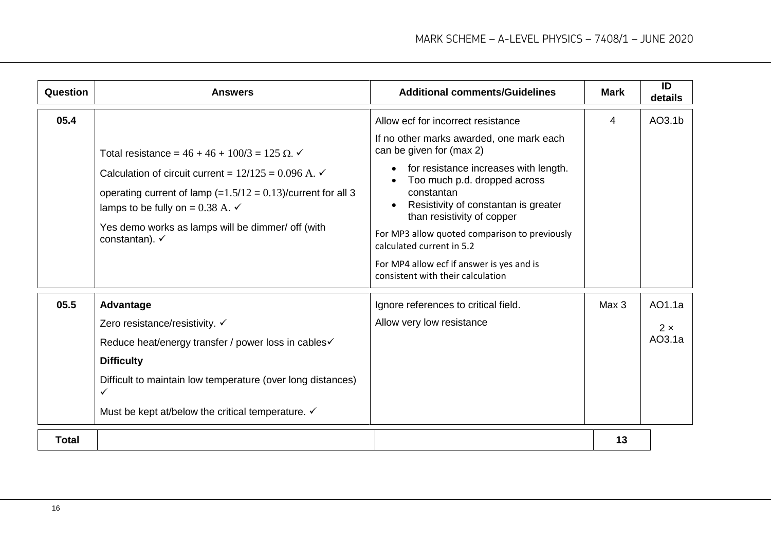| Question | Answers | Additional comments/Guidelines | Mark | ID details |
|---|---|---|---|---|
| 05.4 | Total resistance = $46 + 46 + 100/3 = 125\ \Omega$. ✓<br><br>Calculation of circuit current = $12/125 = 0.096$ A. ✓<br><br>operating current of lamp $(=1.5/12 = 0.13)$/current for all 3 lamps to be fully on = $0.38$ A. ✓<br><br>Yes demo works as lamps will be dimmer/ off (with constantan). ✓ | Allow ecf for incorrect resistance<br><br>If no other marks awarded, one mark each can be given for (max 2)<br>• for resistance increases with length.<br>• Too much p.d. dropped across constantan<br>• Resistivity of constantan is greater than resistivity of copper<br><br>For MP3 allow quoted comparison to previously calculated current in 5.2<br><br>For MP4 allow ecf if answer is yes and is consistent with their calculation | 4 | AO3.1b |
| 05.5 | **Advantage**<br>Zero resistance/resistivity. ✓<br>Reduce heat/energy transfer / power loss in cables✓<br>**Difficulty**<br>Difficult to maintain low temperature (over long distances) ✓<br>Must be kept at/below the critical temperature. ✓ | Ignore references to critical field.<br>Allow very low resistance | Max 3 | AO1.1a<br><br>2 × AO3.1a |
| **Total** | | | **13** | |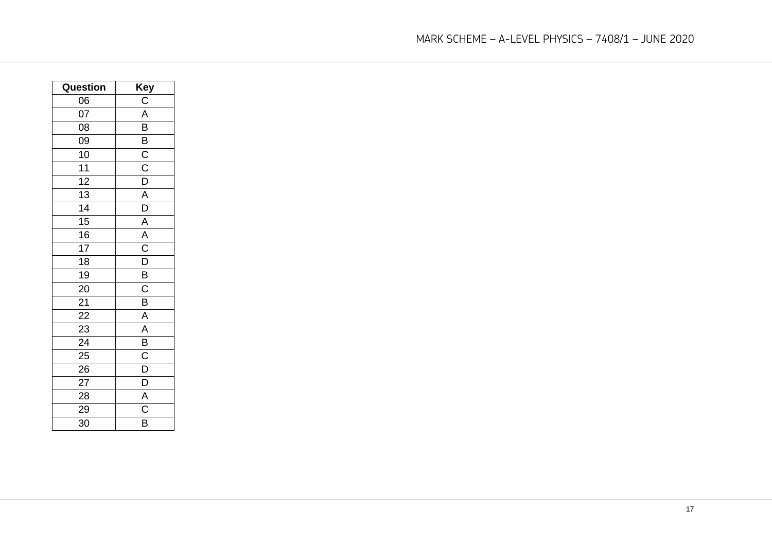| Question | Key |
| --- | --- |
| 06 | C |
| 07 | A |
| 08 | B |
| 09 | B |
| 10 | C |
| 11 | C |
| 12 | D |
| 13 | A |
| 14 | D |
| 15 | A |
| 16 | A |
| 17 | C |
| 18 | D |
| 19 | B |
| 20 | C |
| 21 | B |
| 22 | A |
| 23 | A |
| 24 | B |
| 25 | C |
| 26 | D |
| 27 | D |
| 28 | A |
| 29 | C |
| 30 | B |